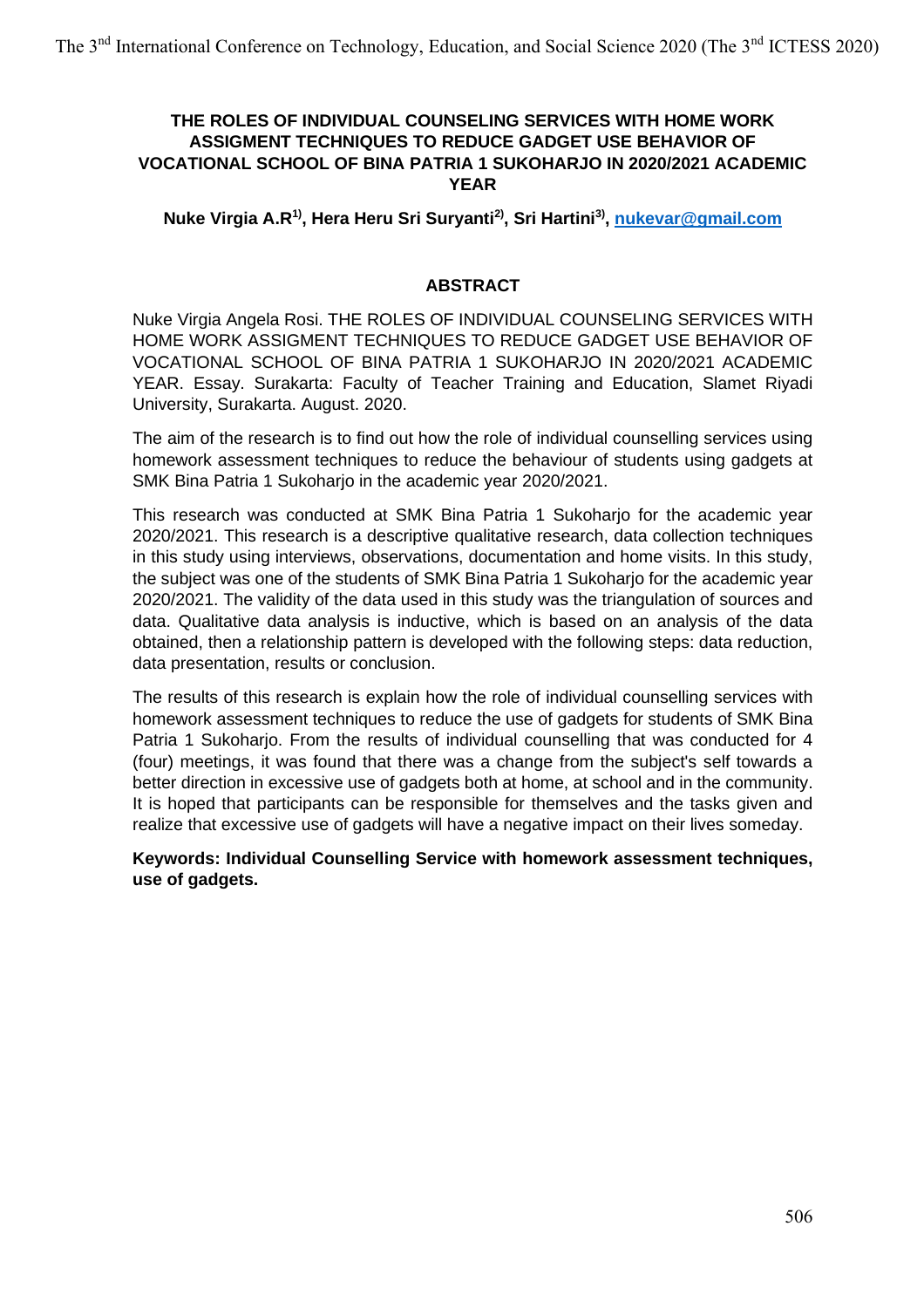# THE ROLES OF INDIVIDUAL COUNSELING SERVICES WITH HOME WORK ASSIGMENT TECHNIQUES TO REDUCE GADGET USE BEHAVIOR OF VOCATIONAL SCHOOL OF BINA PATRIA 1 SUKOHARJO IN 2020/2021 ACADEMIC YEAR

**Nuke Virgia A.R[1], Hera Heru Sri Suryanti[2], Sri Hartini[3], nukevar@gmail.com**

## ABSTRACT

Nuke Virgia Angela Rosi. THE ROLES OF INDIVIDUAL COUNSELING SERVICES WITH HOME WORK ASSIGMENT TECHNIQUES TO REDUCE GADGET USE BEHAVIOR OF VOCATIONAL SCHOOL OF BINA PATRIA 1 SUKOHARJO IN 2020/2021 ACADEMIC YEAR. Essay. Surakarta: Faculty of Teacher Training and Education, Slamet Riyadi University, Surakarta. August. 2020.

The aim of the research is to find out how the role of individual counselling services using homework assessment techniques to reduce the behaviour of students using gadgets at SMK Bina Patria 1 Sukoharjo in the academic year 2020/2021.

This research was conducted at SMK Bina Patria 1 Sukoharjo for the academic year 2020/2021. This research is a descriptive qualitative research, data collection techniques in this study using interviews, observations, documentation and home visits. In this study, the subject was one of the students of SMK Bina Patria 1 Sukoharjo for the academic year 2020/2021. The validity of the data used in this study was the triangulation of sources and data. Qualitative data analysis is inductive, which is based on an analysis of the data obtained, then a relationship pattern is developed with the following steps: data reduction, data presentation, results or conclusion.

The results of this research is explain how the role of individual counselling services with homework assessment techniques to reduce the use of gadgets for students of SMK Bina Patria 1 Sukoharjo. From the results of individual counselling that was conducted for 4 (four) meetings, it was found that there was a change from the subject's self towards a better direction in excessive use of gadgets both at home, at school and in the community. It is hoped that participants can be responsible for themselves and the tasks given and realize that excessive use of gadgets will have a negative impact on their lives someday.

**Keywords: Individual Counselling Service with homework assessment techniques, use of gadgets.**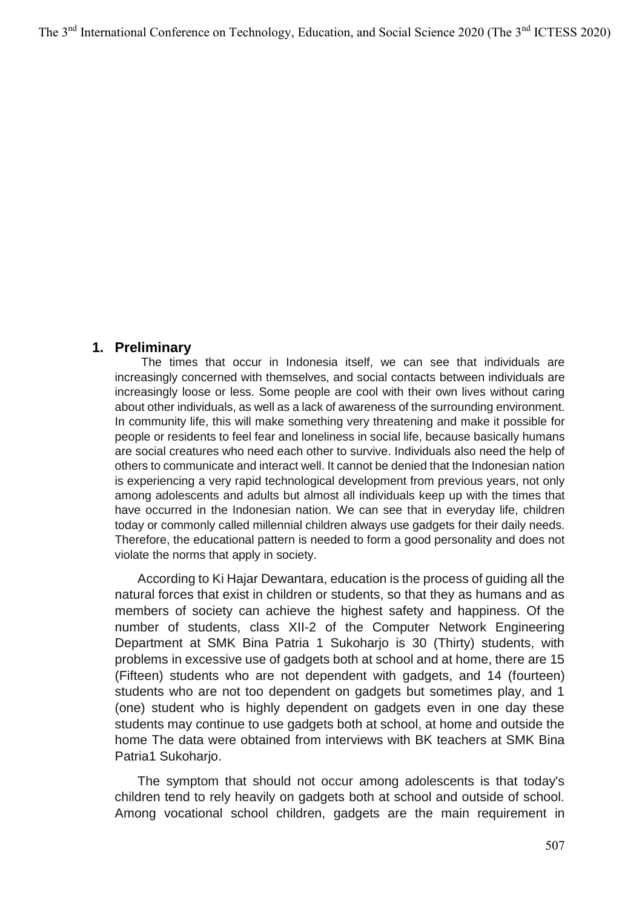## 1. Preliminary

The times that occur in Indonesia itself, we can see that individuals are increasingly concerned with themselves, and social contacts between individuals are increasingly loose or less. Some people are cool with their own lives without caring about other individuals, as well as a lack of awareness of the surrounding environment. In community life, this will make something very threatening and make it possible for people or residents to feel fear and loneliness in social life, because basically humans are social creatures who need each other to survive. Individuals also need the help of others to communicate and interact well. It cannot be denied that the Indonesian nation is experiencing a very rapid technological development from previous years, not only among adolescents and adults but almost all individuals keep up with the times that have occurred in the Indonesian nation. We can see that in everyday life, children today or commonly called millennial children always use gadgets for their daily needs. Therefore, the educational pattern is needed to form a good personality and does not violate the norms that apply in society.

According to Ki Hajar Dewantara, education is the process of guiding all the natural forces that exist in children or students, so that they as humans and as members of society can achieve the highest safety and happiness. Of the number of students, class XII-2 of the Computer Network Engineering Department at SMK Bina Patria 1 Sukoharjo is 30 (Thirty) students, with problems in excessive use of gadgets both at school and at home, there are 15 (Fifteen) students who are not dependent with gadgets, and 14 (fourteen) students who are not too dependent on gadgets but sometimes play, and 1 (one) student who is highly dependent on gadgets even in one day these students may continue to use gadgets both at school, at home and outside the home The data were obtained from interviews with BK teachers at SMK Bina Patria1 Sukoharjo.

The symptom that should not occur among adolescents is that today's children tend to rely heavily on gadgets both at school and outside of school. Among vocational school children, gadgets are the main requirement in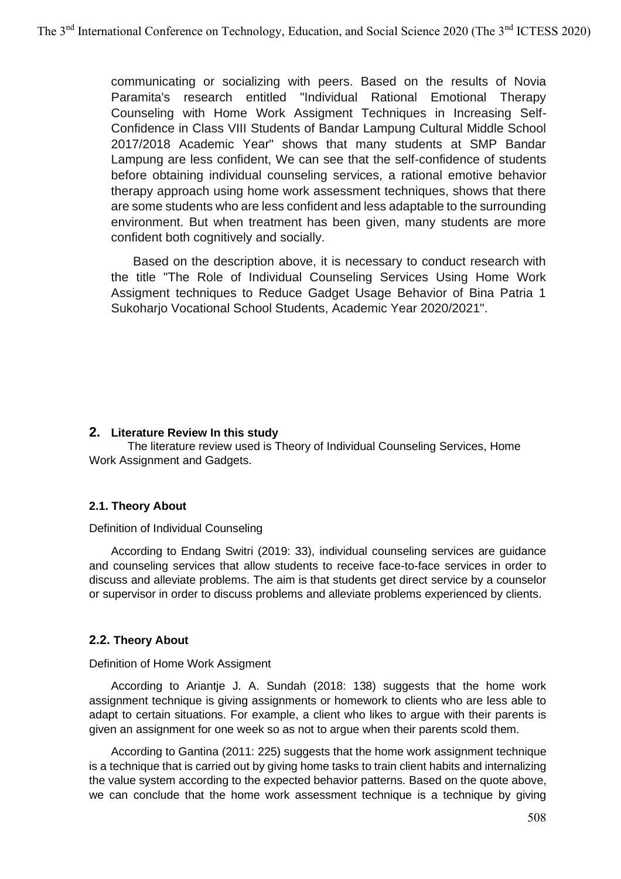communicating or socializing with peers. Based on the results of Novia Paramita's research entitled "Individual Rational Emotional Therapy Counseling with Home Work Assigment Techniques in Increasing Self-Confidence in Class VIII Students of Bandar Lampung Cultural Middle School 2017/2018 Academic Year" shows that many students at SMP Bandar Lampung are less confident, We can see that the self-confidence of students before obtaining individual counseling services, a rational emotive behavior therapy approach using home work assessment techniques, shows that there are some students who are less confident and less adaptable to the surrounding environment. But when treatment has been given, many students are more confident both cognitively and socially.

Based on the description above, it is necessary to conduct research with the title "The Role of Individual Counseling Services Using Home Work Assigment techniques to Reduce Gadget Usage Behavior of Bina Patria 1 Sukoharjo Vocational School Students, Academic Year 2020/2021".

## 2. Literature Review In this study

The literature review used is Theory of Individual Counseling Services, Home Work Assignment and Gadgets.

### 2.1. Theory About

Definition of Individual Counseling

According to Endang Switri (2019: 33), individual counseling services are guidance and counseling services that allow students to receive face-to-face services in order to discuss and alleviate problems. The aim is that students get direct service by a counselor or supervisor in order to discuss problems and alleviate problems experienced by clients.

### 2.2. Theory About

Definition of Home Work Assigment

According to Ariantje J. A. Sundah (2018: 138) suggests that the home work assignment technique is giving assignments or homework to clients who are less able to adapt to certain situations. For example, a client who likes to argue with their parents is given an assignment for one week so as not to argue when their parents scold them.

According to Gantina (2011: 225) suggests that the home work assignment technique is a technique that is carried out by giving home tasks to train client habits and internalizing the value system according to the expected behavior patterns. Based on the quote above, we can conclude that the home work assessment technique is a technique by giving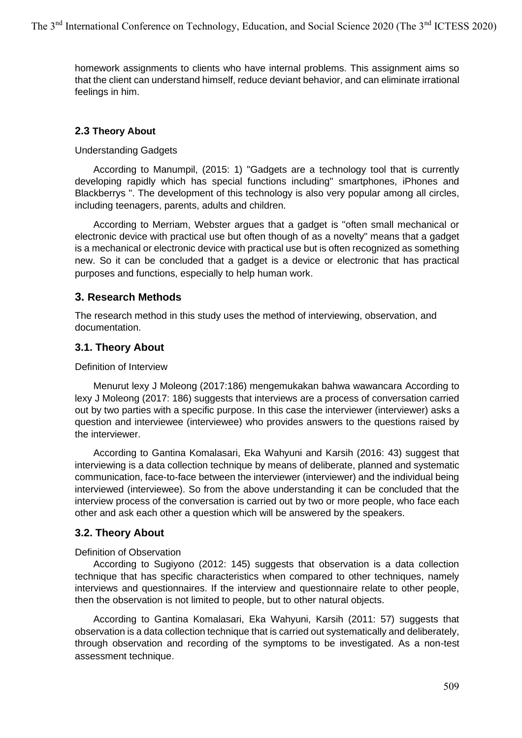homework assignments to clients who have internal problems. This assignment aims so that the client can understand himself, reduce deviant behavior, and can eliminate irrational feelings in him.

### 2.3 Theory About

Understanding Gadgets

According to Manumpil, (2015: 1) "Gadgets are a technology tool that is currently developing rapidly which has special functions including" smartphones, iPhones and Blackberrys ". The development of this technology is also very popular among all circles, including teenagers, parents, adults and children.

According to Merriam, Webster argues that a gadget is "often small mechanical or electronic device with practical use but often though of as a novelty" means that a gadget is a mechanical or electronic device with practical use but is often recognized as something new. So it can be concluded that a gadget is a device or electronic that has practical purposes and functions, especially to help human work.

## 3. Research Methods

The research method in this study uses the method of interviewing, observation, and documentation.

### 3.1. Theory About

Definition of Interview

Menurut lexy J Moleong (2017:186) mengemukakan bahwa wawancara According to lexy J Moleong (2017: 186) suggests that interviews are a process of conversation carried out by two parties with a specific purpose. In this case the interviewer (interviewer) asks a question and interviewee (interviewee) who provides answers to the questions raised by the interviewer.

According to Gantina Komalasari, Eka Wahyuni and Karsih (2016: 43) suggest that interviewing is a data collection technique by means of deliberate, planned and systematic communication, face-to-face between the interviewer (interviewer) and the individual being interviewed (interviewee). So from the above understanding it can be concluded that the interview process of the conversation is carried out by two or more people, who face each other and ask each other a question which will be answered by the speakers.

### 3.2. Theory About

Definition of Observation

According to Sugiyono (2012: 145) suggests that observation is a data collection technique that has specific characteristics when compared to other techniques, namely interviews and questionnaires. If the interview and questionnaire relate to other people, then the observation is not limited to people, but to other natural objects.

According to Gantina Komalasari, Eka Wahyuni, Karsih (2011: 57) suggests that observation is a data collection technique that is carried out systematically and deliberately, through observation and recording of the symptoms to be investigated. As a non-test assessment technique.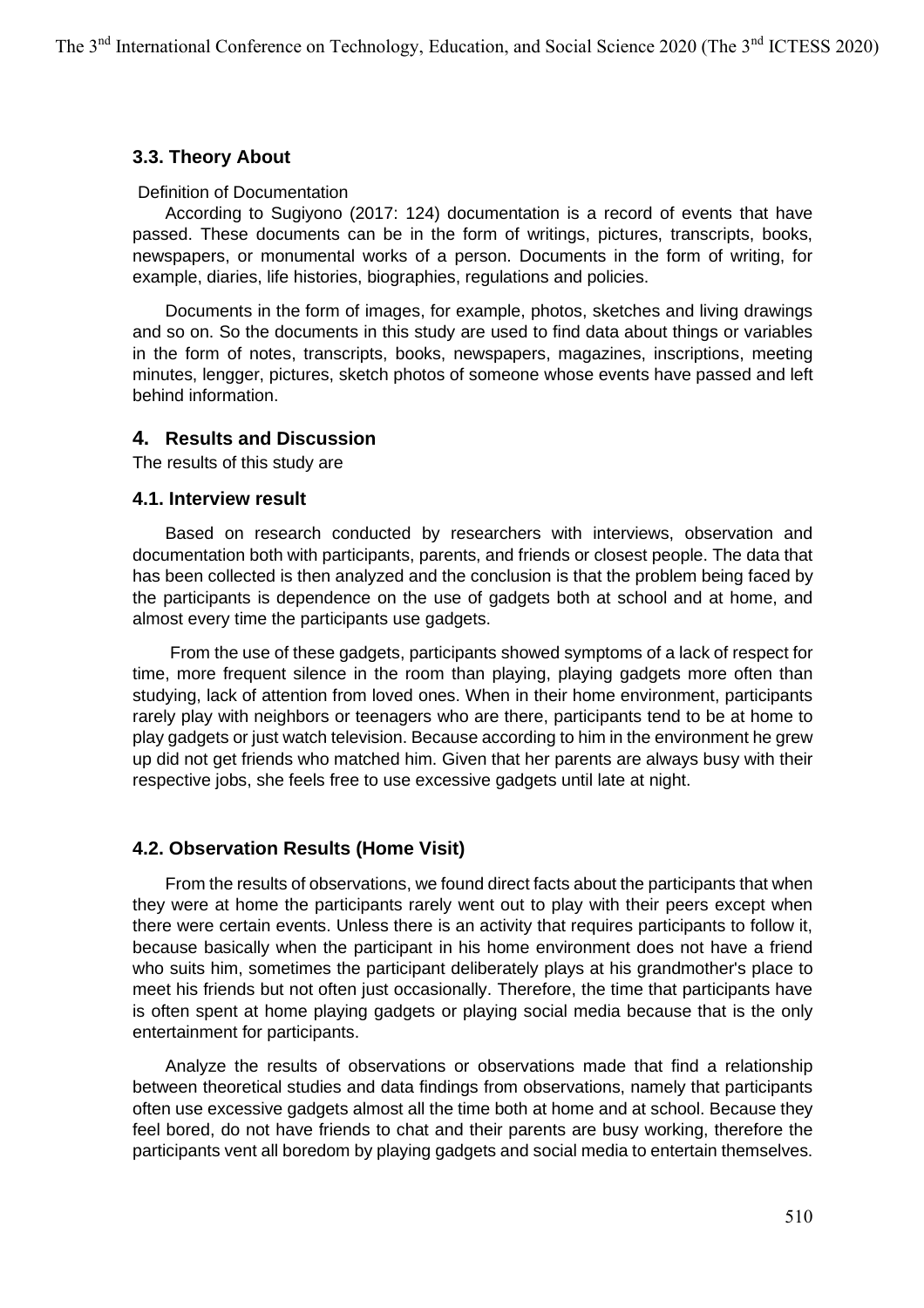### 3.3. Theory About

Definition of Documentation

According to Sugiyono (2017: 124) documentation is a record of events that have passed. These documents can be in the form of writings, pictures, transcripts, books, newspapers, or monumental works of a person. Documents in the form of writing, for example, diaries, life histories, biographies, regulations and policies.

Documents in the form of images, for example, photos, sketches and living drawings and so on. So the documents in this study are used to find data about things or variables in the form of notes, transcripts, books, newspapers, magazines, inscriptions, meeting minutes, lengger, pictures, sketch photos of someone whose events have passed and left behind information.

## 4. Results and Discussion

The results of this study are

### 4.1. Interview result

Based on research conducted by researchers with interviews, observation and documentation both with participants, parents, and friends or closest people. The data that has been collected is then analyzed and the conclusion is that the problem being faced by the participants is dependence on the use of gadgets both at school and at home, and almost every time the participants use gadgets.

From the use of these gadgets, participants showed symptoms of a lack of respect for time, more frequent silence in the room than playing, playing gadgets more often than studying, lack of attention from loved ones. When in their home environment, participants rarely play with neighbors or teenagers who are there, participants tend to be at home to play gadgets or just watch television. Because according to him in the environment he grew up did not get friends who matched him. Given that her parents are always busy with their respective jobs, she feels free to use excessive gadgets until late at night.

### 4.2. Observation Results (Home Visit)

From the results of observations, we found direct facts about the participants that when they were at home the participants rarely went out to play with their peers except when there were certain events. Unless there is an activity that requires participants to follow it, because basically when the participant in his home environment does not have a friend who suits him, sometimes the participant deliberately plays at his grandmother's place to meet his friends but not often just occasionally. Therefore, the time that participants have is often spent at home playing gadgets or playing social media because that is the only entertainment for participants.

Analyze the results of observations or observations made that find a relationship between theoretical studies and data findings from observations, namely that participants often use excessive gadgets almost all the time both at home and at school. Because they feel bored, do not have friends to chat and their parents are busy working, therefore the participants vent all boredom by playing gadgets and social media to entertain themselves.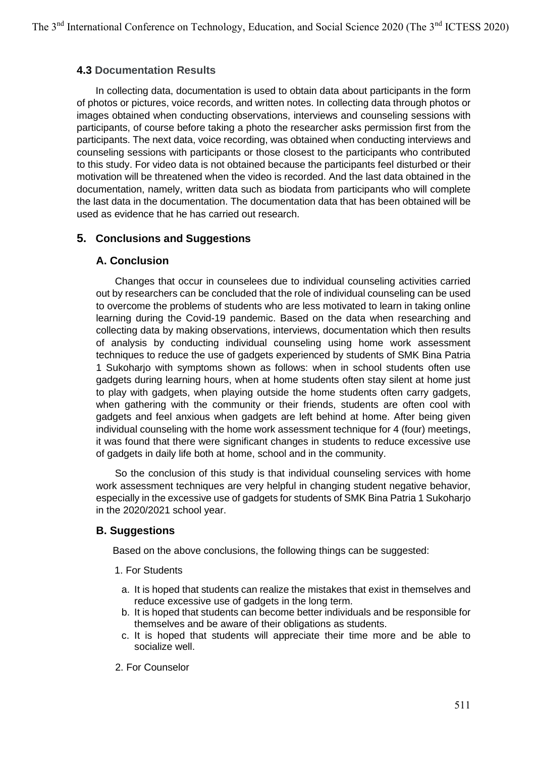### 4.3 Documentation Results

In collecting data, documentation is used to obtain data about participants in the form of photos or pictures, voice records, and written notes. In collecting data through photos or images obtained when conducting observations, interviews and counseling sessions with participants, of course before taking a photo the researcher asks permission first from the participants. The next data, voice recording, was obtained when conducting interviews and counseling sessions with participants or those closest to the participants who contributed to this study. For video data is not obtained because the participants feel disturbed or their motivation will be threatened when the video is recorded. And the last data obtained in the documentation, namely, written data such as biodata from participants who will complete the last data in the documentation. The documentation data that has been obtained will be used as evidence that he has carried out research.

## 5. Conclusions and Suggestions

### A. Conclusion

Changes that occur in counselees due to individual counseling activities carried out by researchers can be concluded that the role of individual counseling can be used to overcome the problems of students who are less motivated to learn in taking online learning during the Covid-19 pandemic. Based on the data when researching and collecting data by making observations, interviews, documentation which then results of analysis by conducting individual counseling using home work assessment techniques to reduce the use of gadgets experienced by students of SMK Bina Patria 1 Sukoharjo with symptoms shown as follows: when in school students often use gadgets during learning hours, when at home students often stay silent at home just to play with gadgets, when playing outside the home students often carry gadgets, when gathering with the community or their friends, students are often cool with gadgets and feel anxious when gadgets are left behind at home. After being given individual counseling with the home work assessment technique for 4 (four) meetings, it was found that there were significant changes in students to reduce excessive use of gadgets in daily life both at home, school and in the community.

So the conclusion of this study is that individual counseling services with home work assessment techniques are very helpful in changing student negative behavior, especially in the excessive use of gadgets for students of SMK Bina Patria 1 Sukoharjo in the 2020/2021 school year.

### B. Suggestions

Based on the above conclusions, the following things can be suggested:

1. For Students
   a. It is hoped that students can realize the mistakes that exist in themselves and reduce excessive use of gadgets in the long term.
   b. It is hoped that students can become better individuals and be responsible for themselves and be aware of their obligations as students.
   c. It is hoped that students will appreciate their time more and be able to socialize well.
2. For Counselor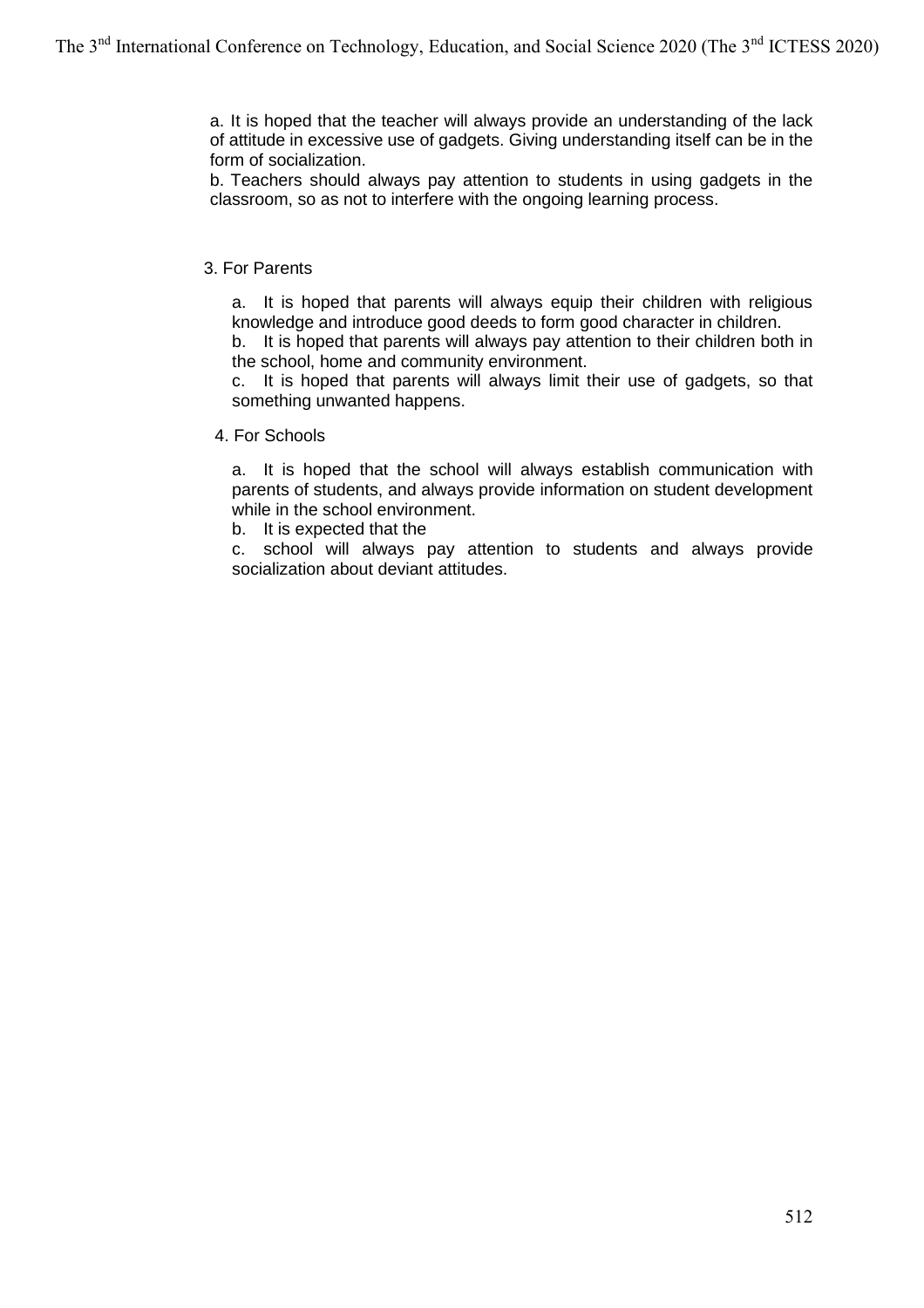a. It is hoped that the teacher will always provide an understanding of the lack of attitude in excessive use of gadgets. Giving understanding itself can be in the form of socialization.

b. Teachers should always pay attention to students in using gadgets in the classroom, so as not to interfere with the ongoing learning process.

3. For Parents

   a. It is hoped that parents will always equip their children with religious knowledge and introduce good deeds to form good character in children.

   b. It is hoped that parents will always pay attention to their children both in the school, home and community environment.

   c. It is hoped that parents will always limit their use of gadgets, so that something unwanted happens.

4. For Schools

   a. It is hoped that the school will always establish communication with parents of students, and always provide information on student development while in the school environment.

   b. It is expected that the

   c. school will always pay attention to students and always provide socialization about deviant attitudes.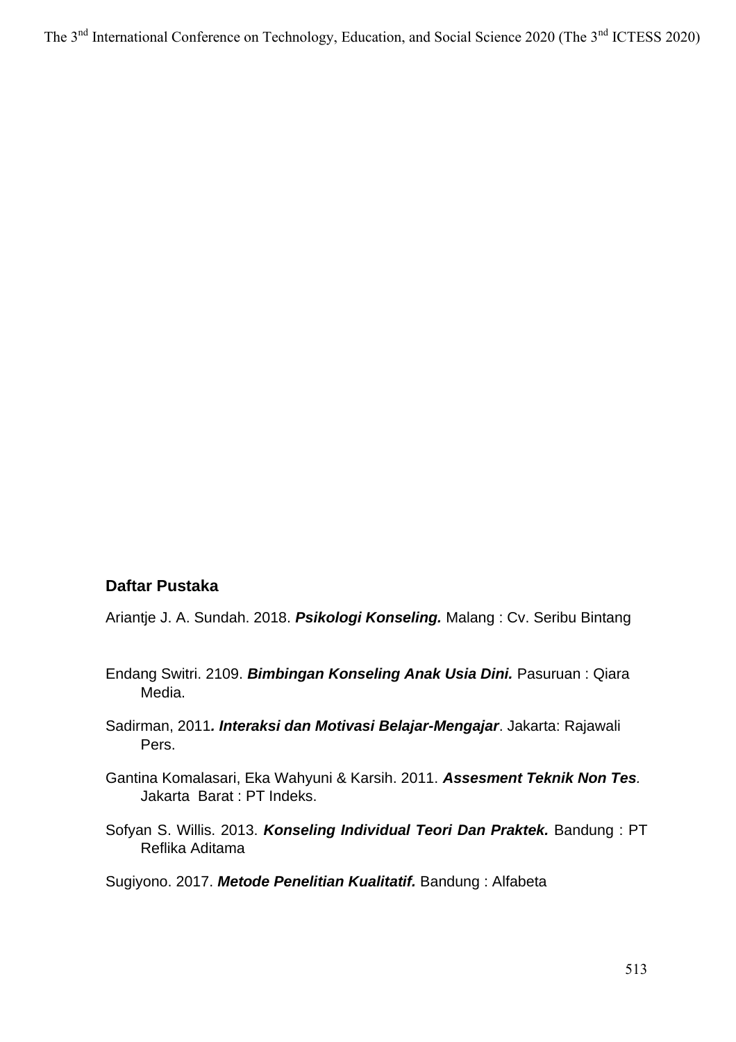## Daftar Pustaka

Ariantje J. A. Sundah. 2018. ***Psikologi Konseling.*** Malang : Cv. Seribu Bintang

Endang Switri. 2109. ***Bimbingan Konseling Anak Usia Dini.*** Pasuruan : Qiara Media.

Sadirman, 2011***. Interaksi dan Motivasi Belajar-Mengajar***. Jakarta: Rajawali Pers.

Gantina Komalasari, Eka Wahyuni & Karsih. 2011. ***Assesment Teknik Non Tes****.* Jakarta Barat : PT Indeks.

Sofyan S. Willis. 2013. ***Konseling Individual Teori Dan Praktek.*** Bandung : PT Reflika Aditama

Sugiyono. 2017. ***Metode Penelitian Kualitatif.*** Bandung : Alfabeta